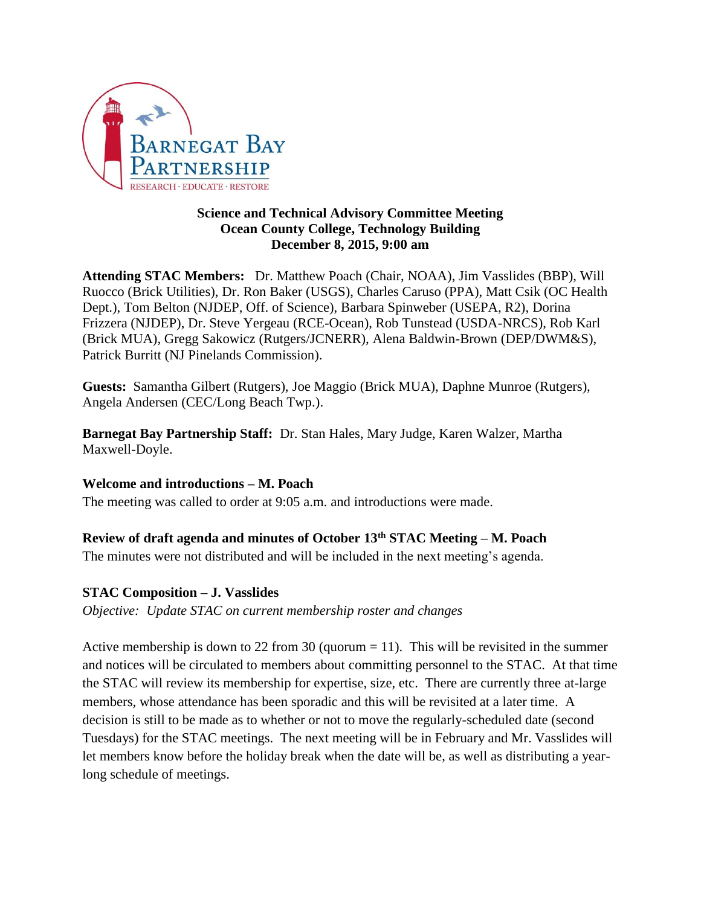**Science and Technical Advisory Committee Meeting**
**Ocean County College, Technology Building**
**December 8, 2015, 9:00 am**

**Attending STAC Members:** Dr. Matthew Poach (Chair, NOAA), Jim Vasslides (BBP), Will Ruocco (Brick Utilities), Dr. Ron Baker (USGS), Charles Caruso (PPA), Matt Csik (OC Health Dept.), Tom Belton (NJDEP, Off. of Science), Barbara Spinweber (USEPA, R2), Dorina Frizzera (NJDEP), Dr. Steve Yergeau (RCE-Ocean), Rob Tunstead (USDA-NRCS), Rob Karl (Brick MUA), Gregg Sakowicz (Rutgers/JCNERR), Alena Baldwin-Brown (DEP/DWM&S), Patrick Burritt (NJ Pinelands Commission).

**Guests:** Samantha Gilbert (Rutgers), Joe Maggio (Brick MUA), Daphne Munroe (Rutgers), Angela Andersen (CEC/Long Beach Twp.).

**Barnegat Bay Partnership Staff:** Dr. Stan Hales, Mary Judge, Karen Walzer, Martha Maxwell-Doyle.

**Welcome and introductions – M. Poach**

The meeting was called to order at 9:05 a.m. and introductions were made.

**Review of draft agenda and minutes of October 13th STAC Meeting – M. Poach**

The minutes were not distributed and will be included in the next meeting's agenda.

**STAC Composition – J. Vasslides**

*Objective: Update STAC on current membership roster and changes*

Active membership is down to 22 from 30 (quorum = 11). This will be revisited in the summer and notices will be circulated to members about committing personnel to the STAC. At that time the STAC will review its membership for expertise, size, etc. There are currently three at-large members, whose attendance has been sporadic and this will be revisited at a later time. A decision is still to be made as to whether or not to move the regularly-scheduled date (second Tuesdays) for the STAC meetings. The next meeting will be in February and Mr. Vasslides will let members know before the holiday break when the date will be, as well as distributing a year-long schedule of meetings.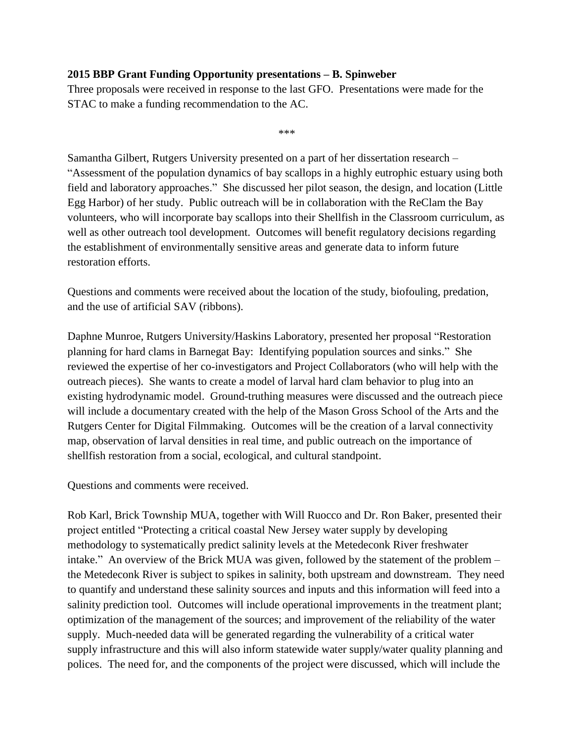**2015 BBP Grant Funding Opportunity presentations – B. Spinweber**

Three proposals were received in response to the last GFO. Presentations were made for the STAC to make a funding recommendation to the AC.

\*\*\*

Samantha Gilbert, Rutgers University presented on a part of her dissertation research – "Assessment of the population dynamics of bay scallops in a highly eutrophic estuary using both field and laboratory approaches." She discussed her pilot season, the design, and location (Little Egg Harbor) of her study. Public outreach will be in collaboration with the ReClam the Bay volunteers, who will incorporate bay scallops into their Shellfish in the Classroom curriculum, as well as other outreach tool development. Outcomes will benefit regulatory decisions regarding the establishment of environmentally sensitive areas and generate data to inform future restoration efforts.

Questions and comments were received about the location of the study, biofouling, predation, and the use of artificial SAV (ribbons).

Daphne Munroe, Rutgers University/Haskins Laboratory, presented her proposal "Restoration planning for hard clams in Barnegat Bay: Identifying population sources and sinks." She reviewed the expertise of her co-investigators and Project Collaborators (who will help with the outreach pieces). She wants to create a model of larval hard clam behavior to plug into an existing hydrodynamic model. Ground-truthing measures were discussed and the outreach piece will include a documentary created with the help of the Mason Gross School of the Arts and the Rutgers Center for Digital Filmmaking. Outcomes will be the creation of a larval connectivity map, observation of larval densities in real time, and public outreach on the importance of shellfish restoration from a social, ecological, and cultural standpoint.

Questions and comments were received.

Rob Karl, Brick Township MUA, together with Will Ruocco and Dr. Ron Baker, presented their project entitled "Protecting a critical coastal New Jersey water supply by developing methodology to systematically predict salinity levels at the Metedeconk River freshwater intake." An overview of the Brick MUA was given, followed by the statement of the problem – the Metedeconk River is subject to spikes in salinity, both upstream and downstream. They need to quantify and understand these salinity sources and inputs and this information will feed into a salinity prediction tool. Outcomes will include operational improvements in the treatment plant; optimization of the management of the sources; and improvement of the reliability of the water supply. Much-needed data will be generated regarding the vulnerability of a critical water supply infrastructure and this will also inform statewide water supply/water quality planning and polices. The need for, and the components of the project were discussed, which will include the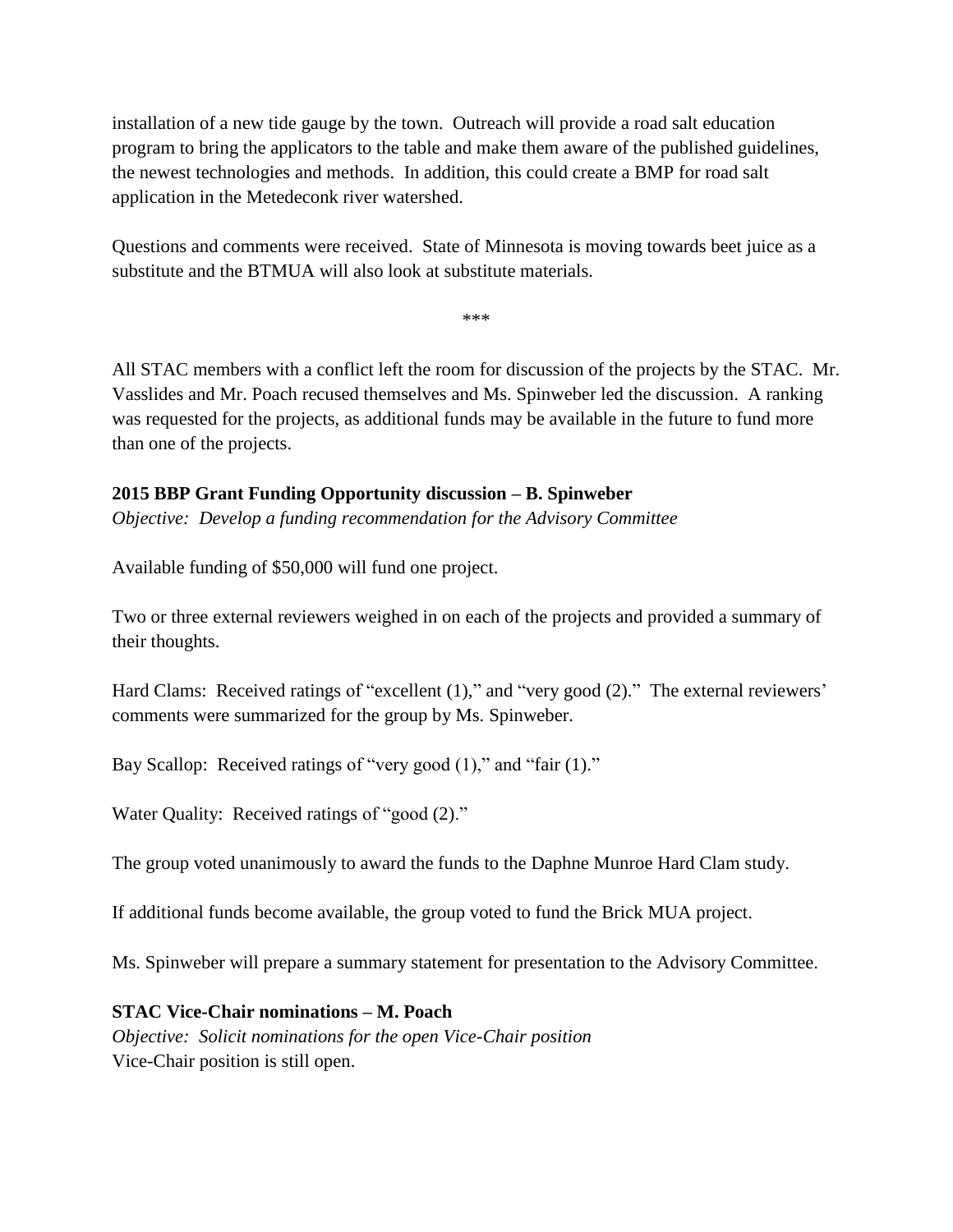installation of a new tide gauge by the town. Outreach will provide a road salt education program to bring the applicators to the table and make them aware of the published guidelines, the newest technologies and methods. In addition, this could create a BMP for road salt application in the Metedeconk river watershed.

Questions and comments were received. State of Minnesota is moving towards beet juice as a substitute and the BTMUA will also look at substitute materials.

***

All STAC members with a conflict left the room for discussion of the projects by the STAC. Mr. Vasslides and Mr. Poach recused themselves and Ms. Spinweber led the discussion. A ranking was requested for the projects, as additional funds may be available in the future to fund more than one of the projects.

**2015 BBP Grant Funding Opportunity discussion – B. Spinweber**

*Objective: Develop a funding recommendation for the Advisory Committee*

Available funding of $50,000 will fund one project.

Two or three external reviewers weighed in on each of the projects and provided a summary of their thoughts.

Hard Clams: Received ratings of "excellent (1)," and "very good (2)." The external reviewers' comments were summarized for the group by Ms. Spinweber.

Bay Scallop: Received ratings of "very good (1)," and "fair (1)."

Water Quality: Received ratings of "good (2)."

The group voted unanimously to award the funds to the Daphne Munroe Hard Clam study.

If additional funds become available, the group voted to fund the Brick MUA project.

Ms. Spinweber will prepare a summary statement for presentation to the Advisory Committee.

**STAC Vice-Chair nominations – M. Poach**

*Objective: Solicit nominations for the open Vice-Chair position*

Vice-Chair position is still open.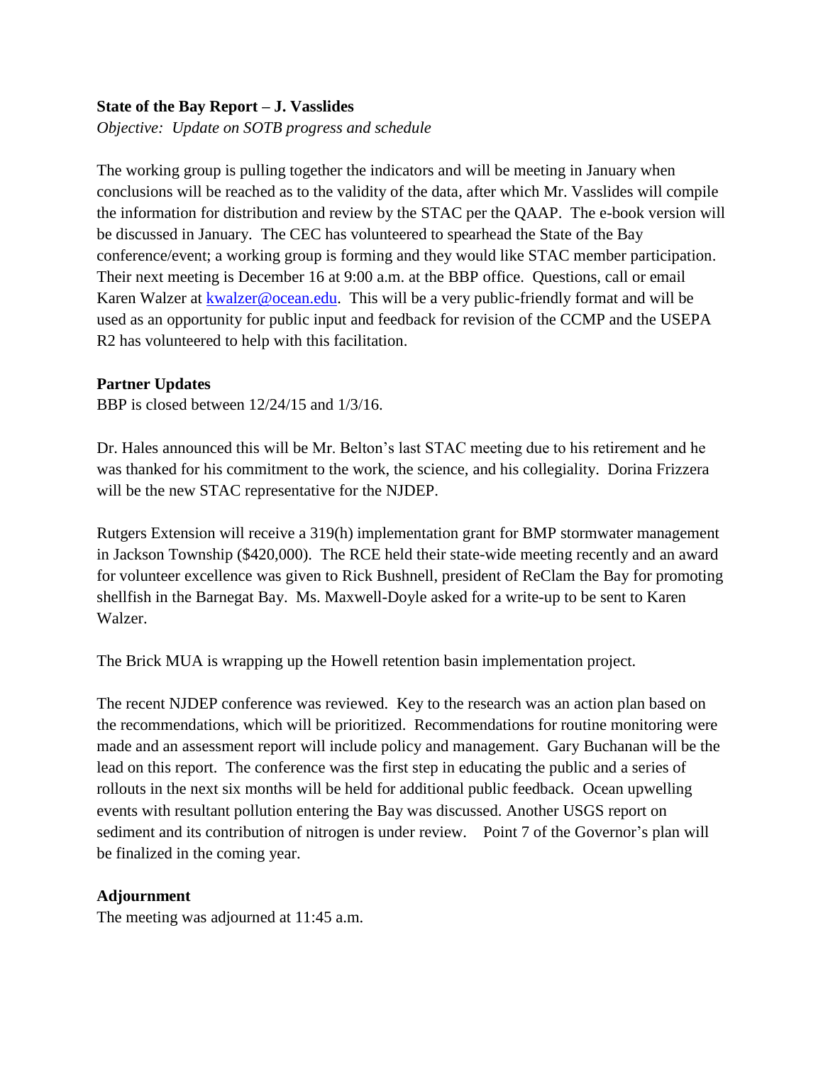**State of the Bay Report – J. Vasslides**

*Objective: Update on SOTB progress and schedule*

The working group is pulling together the indicators and will be meeting in January when conclusions will be reached as to the validity of the data, after which Mr. Vasslides will compile the information for distribution and review by the STAC per the QAAP. The e-book version will be discussed in January. The CEC has volunteered to spearhead the State of the Bay conference/event; a working group is forming and they would like STAC member participation. Their next meeting is December 16 at 9:00 a.m. at the BBP office. Questions, call or email Karen Walzer at kwalzer@ocean.edu. This will be a very public-friendly format and will be used as an opportunity for public input and feedback for revision of the CCMP and the USEPA R2 has volunteered to help with this facilitation.

**Partner Updates**

BBP is closed between 12/24/15 and 1/3/16.

Dr. Hales announced this will be Mr. Belton's last STAC meeting due to his retirement and he was thanked for his commitment to the work, the science, and his collegiality. Dorina Frizzera will be the new STAC representative for the NJDEP.

Rutgers Extension will receive a 319(h) implementation grant for BMP stormwater management in Jackson Township ($420,000). The RCE held their state-wide meeting recently and an award for volunteer excellence was given to Rick Bushnell, president of ReClam the Bay for promoting shellfish in the Barnegat Bay. Ms. Maxwell-Doyle asked for a write-up to be sent to Karen Walzer.

The Brick MUA is wrapping up the Howell retention basin implementation project.

The recent NJDEP conference was reviewed. Key to the research was an action plan based on the recommendations, which will be prioritized. Recommendations for routine monitoring were made and an assessment report will include policy and management. Gary Buchanan will be the lead on this report. The conference was the first step in educating the public and a series of rollouts in the next six months will be held for additional public feedback. Ocean upwelling events with resultant pollution entering the Bay was discussed. Another USGS report on sediment and its contribution of nitrogen is under review. Point 7 of the Governor's plan will be finalized in the coming year.

**Adjournment**

The meeting was adjourned at 11:45 a.m.